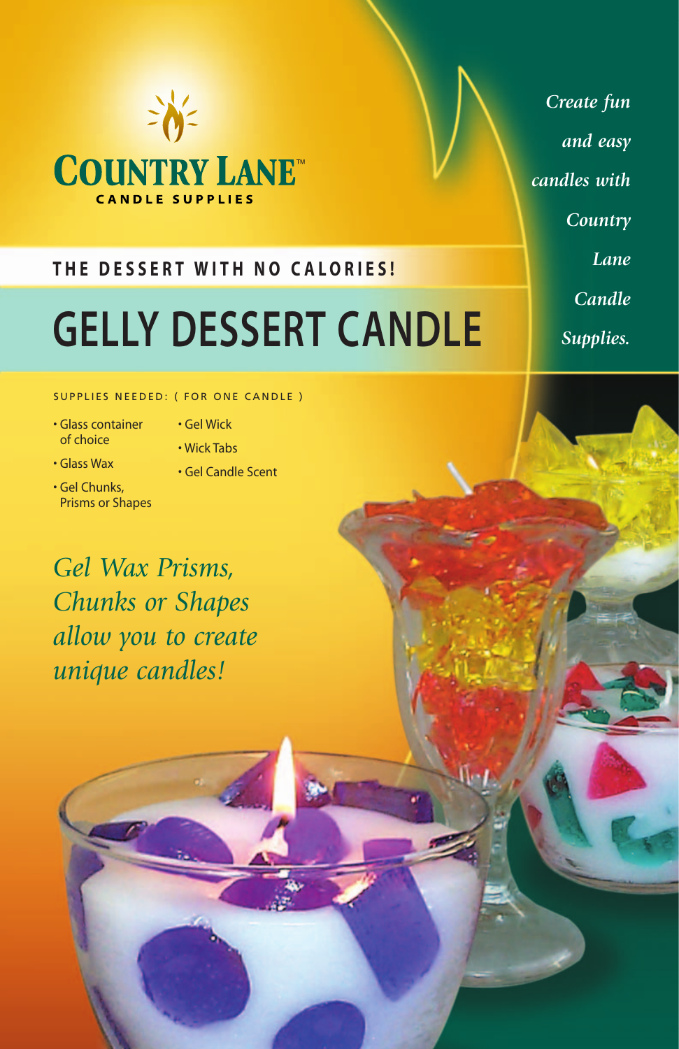**COUNTRY LANE™**
CANDLE SUPPLIES

*Create fun and easy candles with Country Lane Candle Supplies.*

THE DESSERT WITH NO CALORIES!

# GELLY DESSERT CANDLE

SUPPLIES NEEDED: ( FOR ONE CANDLE )

- Glass container of choice
- Glass Wax
- Gel Chunks, Prisms or Shapes
- Gel Wick
- Wick Tabs
- Gel Candle Scent

*Gel Wax Prisms, Chunks or Shapes allow you to create unique candles!*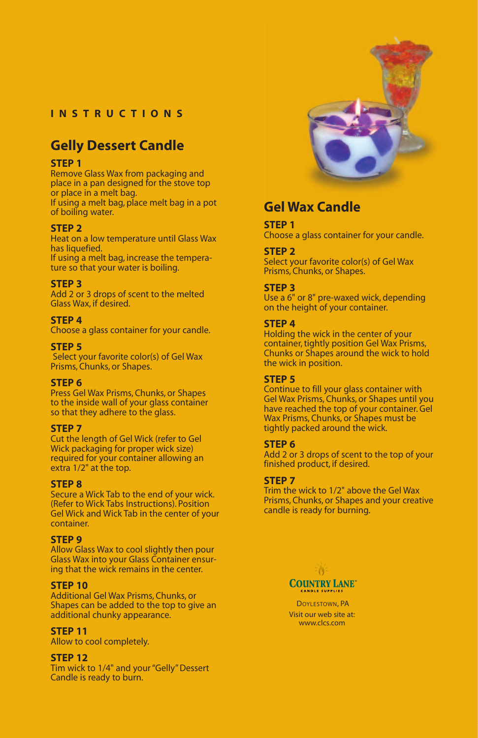**INSTRUCTIONS**

## Gelly Dessert Candle

**STEP 1**
Remove Glass Wax from packaging and place in a pan designed for the stove top or place in a melt bag.
If using a melt bag, place melt bag in a pot of boiling water.

**STEP 2**
Heat on a low temperature until Glass Wax has liquefied.
If using a melt bag, increase the temperature so that your water is boiling.

**STEP 3**
Add 2 or 3 drops of scent to the melted Glass Wax, if desired.

**STEP 4**
Choose a glass container for your candle.

**STEP 5**
Select your favorite color(s) of Gel Wax Prisms, Chunks, or Shapes.

**STEP 6**
Press Gel Wax Prisms, Chunks, or Shapes to the inside wall of your glass container so that they adhere to the glass.

**STEP 7**
Cut the length of Gel Wick (refer to Gel Wick packaging for proper wick size) required for your container allowing an extra 1/2" at the top.

**STEP 8**
Secure a Wick Tab to the end of your wick. (Refer to Wick Tabs Instructions). Position Gel Wick and Wick Tab in the center of your container.

**STEP 9**
Allow Glass Wax to cool slightly then pour Glass Wax into your Glass Container ensuring that the wick remains in the center.

**STEP 10**
Additional Gel Wax Prisms, Chunks, or Shapes can be added to the top to give an additional chunky appearance.

**STEP 11**
Allow to cool completely.

**STEP 12**
Tim wick to 1/4" and your "Gelly" Dessert Candle is ready to burn.

## Gel Wax Candle

**STEP 1**
Choose a glass container for your candle.

**STEP 2**
Select your favorite color(s) of Gel Wax Prisms, Chunks, or Shapes.

**STEP 3**
Use a 6" or 8" pre-waxed wick, depending on the height of your container.

**STEP 4**
Holding the wick in the center of your container, tightly position Gel Wax Prisms, Chunks or Shapes around the wick to hold the wick in position.

**STEP 5**
Continue to fill your glass container with Gel Wax Prisms, Chunks, or Shapes until you have reached the top of your container. Gel Wax Prisms, Chunks, or Shapes must be tightly packed around the wick.

**STEP 6**
Add 2 or 3 drops of scent to the top of your finished product, if desired.

**STEP 7**
Trim the wick to 1/2" above the Gel Wax Prisms, Chunks, or Shapes and your creative candle is ready for burning.

COUNTRY LANE™
CANDLE SUPPLIES

DOYLESTOWN, PA
Visit our web site at:
www.clcs.com